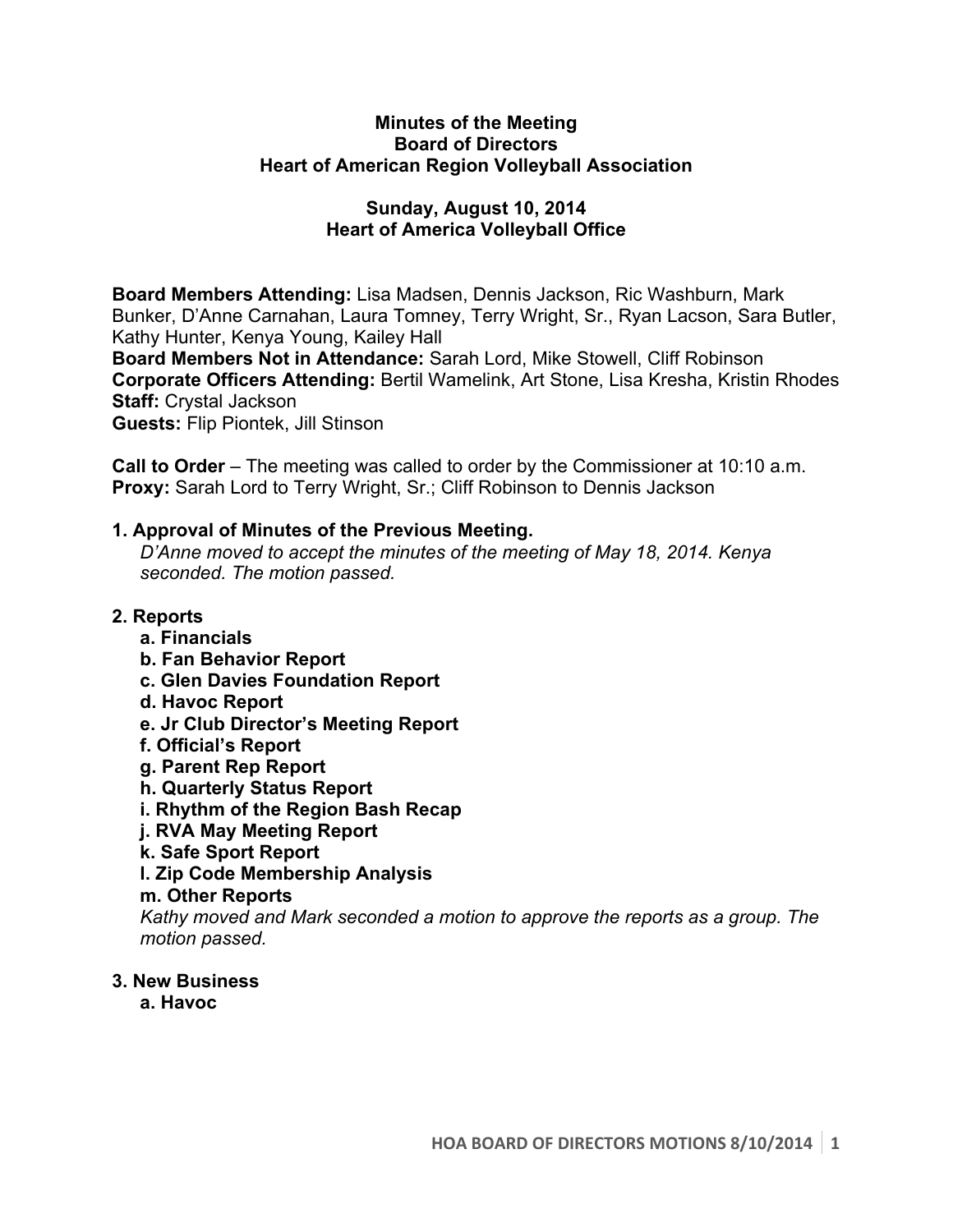**Minutes of the Meeting**
**Board of Directors**
**Heart of American Region Volleyball Association**

**Sunday, August 10, 2014**
**Heart of America Volleyball Office**

**Board Members Attending:** Lisa Madsen, Dennis Jackson, Ric Washburn, Mark Bunker, D'Anne Carnahan, Laura Tomney, Terry Wright, Sr., Ryan Lacson, Sara Butler, Kathy Hunter, Kenya Young, Kailey Hall
**Board Members Not in Attendance:** Sarah Lord, Mike Stowell, Cliff Robinson
**Corporate Officers Attending:** Bertil Wamelink, Art Stone, Lisa Kresha, Kristin Rhodes
**Staff:** Crystal Jackson
**Guests:** Flip Piontek, Jill Stinson

**Call to Order** – The meeting was called to order by the Commissioner at 10:10 a.m.
**Proxy:** Sarah Lord to Terry Wright, Sr.; Cliff Robinson to Dennis Jackson

**1. Approval of Minutes of the Previous Meeting.**

*D'Anne moved to accept the minutes of the meeting of May 18, 2014. Kenya seconded. The motion passed.*

**2. Reports**

- **a. Financials**
- **b. Fan Behavior Report**
- **c. Glen Davies Foundation Report**
- **d. Havoc Report**
- **e. Jr Club Director's Meeting Report**
- **f. Official's Report**
- **g. Parent Rep Report**
- **h. Quarterly Status Report**
- **i. Rhythm of the Region Bash Recap**
- **j. RVA May Meeting Report**
- **k. Safe Sport Report**
- **l. Zip Code Membership Analysis**
- **m. Other Reports**

*Kathy moved and Mark seconded a motion to approve the reports as a group. The motion passed.*

**3. New Business**

- **a. Havoc**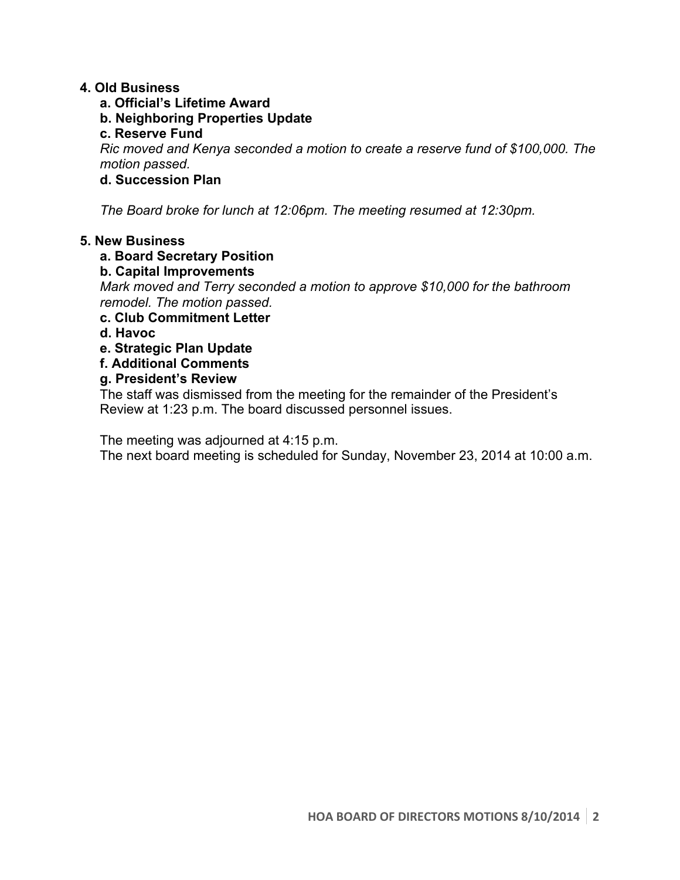**4. Old Business**

**a. Official's Lifetime Award**

**b. Neighboring Properties Update**

**c. Reserve Fund**

*Ric moved and Kenya seconded a motion to create a reserve fund of $100,000. The motion passed.*

**d. Succession Plan**

*The Board broke for lunch at 12:06pm. The meeting resumed at 12:30pm.*

**5. New Business**

**a. Board Secretary Position**

**b. Capital Improvements**

*Mark moved and Terry seconded a motion to approve $10,000 for the bathroom remodel. The motion passed.*

**c. Club Commitment Letter**

**d. Havoc**

**e. Strategic Plan Update**

**f. Additional Comments**

**g. President's Review**

The staff was dismissed from the meeting for the remainder of the President's Review at 1:23 p.m. The board discussed personnel issues.

The meeting was adjourned at 4:15 p.m.
The next board meeting is scheduled for Sunday, November 23, 2014 at 10:00 a.m.